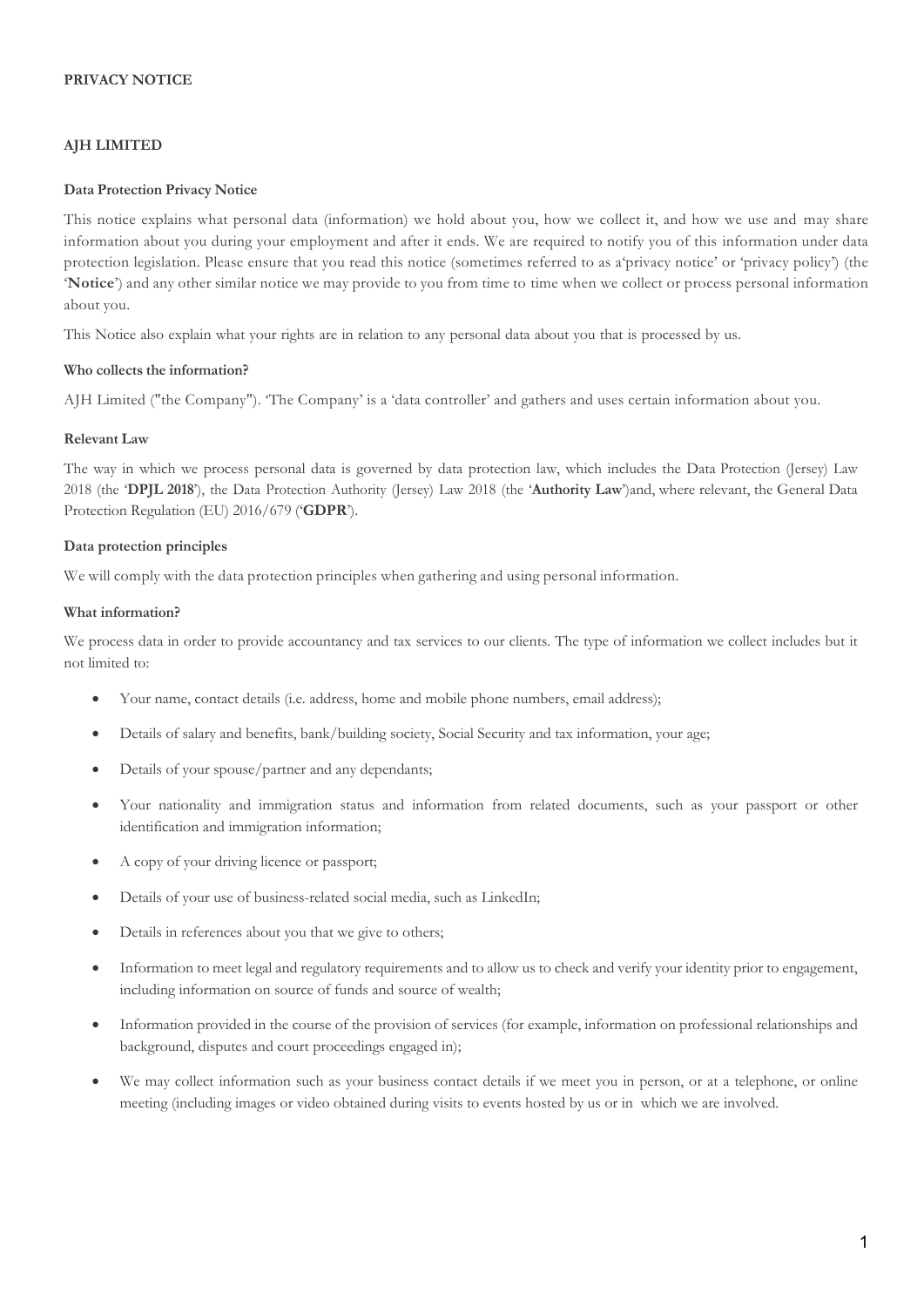**PRIVACY NOTICE**

**AJH LIMITED**

**Data Protection Privacy Notice**

This notice explains what personal data (information) we hold about you, how we collect it, and how we use and may share information about you during your employment and after it ends. We are required to notify you of this information under data protection legislation. Please ensure that you read this notice (sometimes referred to as a'privacy notice' or 'privacy policy') (the '**Notice**') and any other similar notice we may provide to you from time to time when we collect or process personal information about you.

This Notice also explain what your rights are in relation to any personal data about you that is processed by us.

**Who collects the information?**

AJH Limited ("the Company"). 'The Company' is a 'data controller' and gathers and uses certain information about you.

**Relevant Law**

The way in which we process personal data is governed by data protection law, which includes the Data Protection (Jersey) Law 2018 (the '**DPJL 2018**'), the Data Protection Authority (Jersey) Law 2018 (the '**Authority Law**')and, where relevant, the General Data Protection Regulation (EU) 2016/679 ('**GDPR**').

**Data protection principles**

We will comply with the data protection principles when gathering and using personal information.

**What information?**

We process data in order to provide accountancy and tax services to our clients. The type of information we collect includes but it not limited to:

- Your name, contact details (i.e. address, home and mobile phone numbers, email address);
- Details of salary and benefits, bank/building society, Social Security and tax information, your age;
- Details of your spouse/partner and any dependants;
- Your nationality and immigration status and information from related documents, such as your passport or other identification and immigration information;
- A copy of your driving licence or passport;
- Details of your use of business-related social media, such as LinkedIn;
- Details in references about you that we give to others;
- Information to meet legal and regulatory requirements and to allow us to check and verify your identity prior to engagement, including information on source of funds and source of wealth;
- Information provided in the course of the provision of services (for example, information on professional relationships and background, disputes and court proceedings engaged in);
- We may collect information such as your business contact details if we meet you in person, or at a telephone, or online meeting (including images or video obtained during visits to events hosted by us or in which we are involved.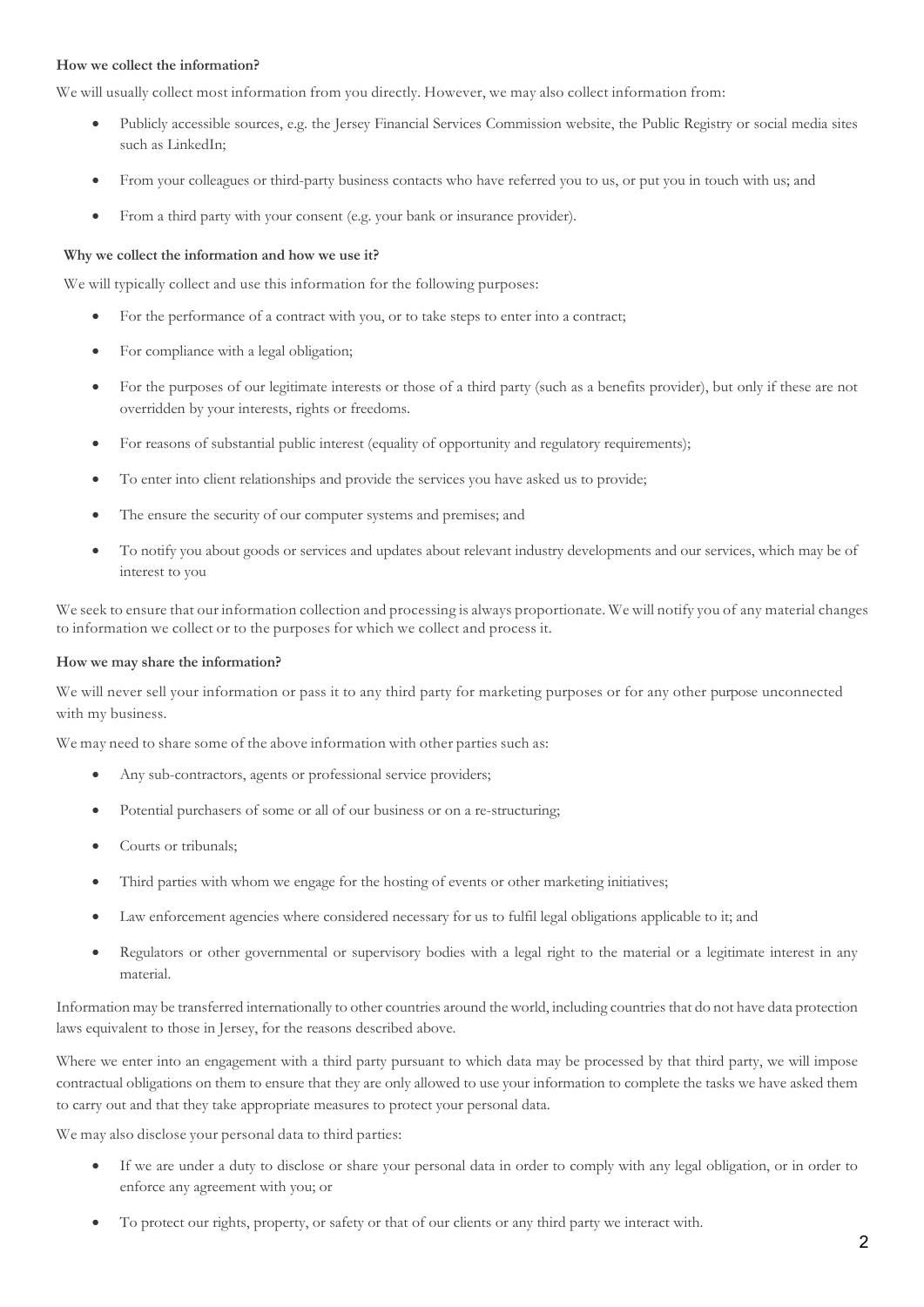**How we collect the information?**

We will usually collect most information from you directly. However, we may also collect information from:

- Publicly accessible sources, e.g. the Jersey Financial Services Commission website, the Public Registry or social media sites such as LinkedIn;
- From your colleagues or third-party business contacts who have referred you to us, or put you in touch with us; and
- From a third party with your consent (e.g. your bank or insurance provider).

**Why we collect the information and how we use it?**

We will typically collect and use this information for the following purposes:

- For the performance of a contract with you, or to take steps to enter into a contract;
- For compliance with a legal obligation;
- For the purposes of our legitimate interests or those of a third party (such as a benefits provider), but only if these are not overridden by your interests, rights or freedoms.
- For reasons of substantial public interest (equality of opportunity and regulatory requirements);
- To enter into client relationships and provide the services you have asked us to provide;
- The ensure the security of our computer systems and premises; and
- To notify you about goods or services and updates about relevant industry developments and our services, which may be of interest to you

We seek to ensure that our information collection and processing is always proportionate. We will notify you of any material changes to information we collect or to the purposes for which we collect and process it.

**How we may share the information?**

We will never sell your information or pass it to any third party for marketing purposes or for any other purpose unconnected with my business.

We may need to share some of the above information with other parties such as:

- Any sub-contractors, agents or professional service providers;
- Potential purchasers of some or all of our business or on a re-structuring;
- Courts or tribunals;
- Third parties with whom we engage for the hosting of events or other marketing initiatives;
- Law enforcement agencies where considered necessary for us to fulfil legal obligations applicable to it; and
- Regulators or other governmental or supervisory bodies with a legal right to the material or a legitimate interest in any material.

Information may be transferred internationally to other countries around the world, including countries that do not have data protection laws equivalent to those in Jersey, for the reasons described above.

Where we enter into an engagement with a third party pursuant to which data may be processed by that third party, we will impose contractual obligations on them to ensure that they are only allowed to use your information to complete the tasks we have asked them to carry out and that they take appropriate measures to protect your personal data.

We may also disclose your personal data to third parties:

- If we are under a duty to disclose or share your personal data in order to comply with any legal obligation, or in order to enforce any agreement with you; or
- To protect our rights, property, or safety or that of our clients or any third party we interact with.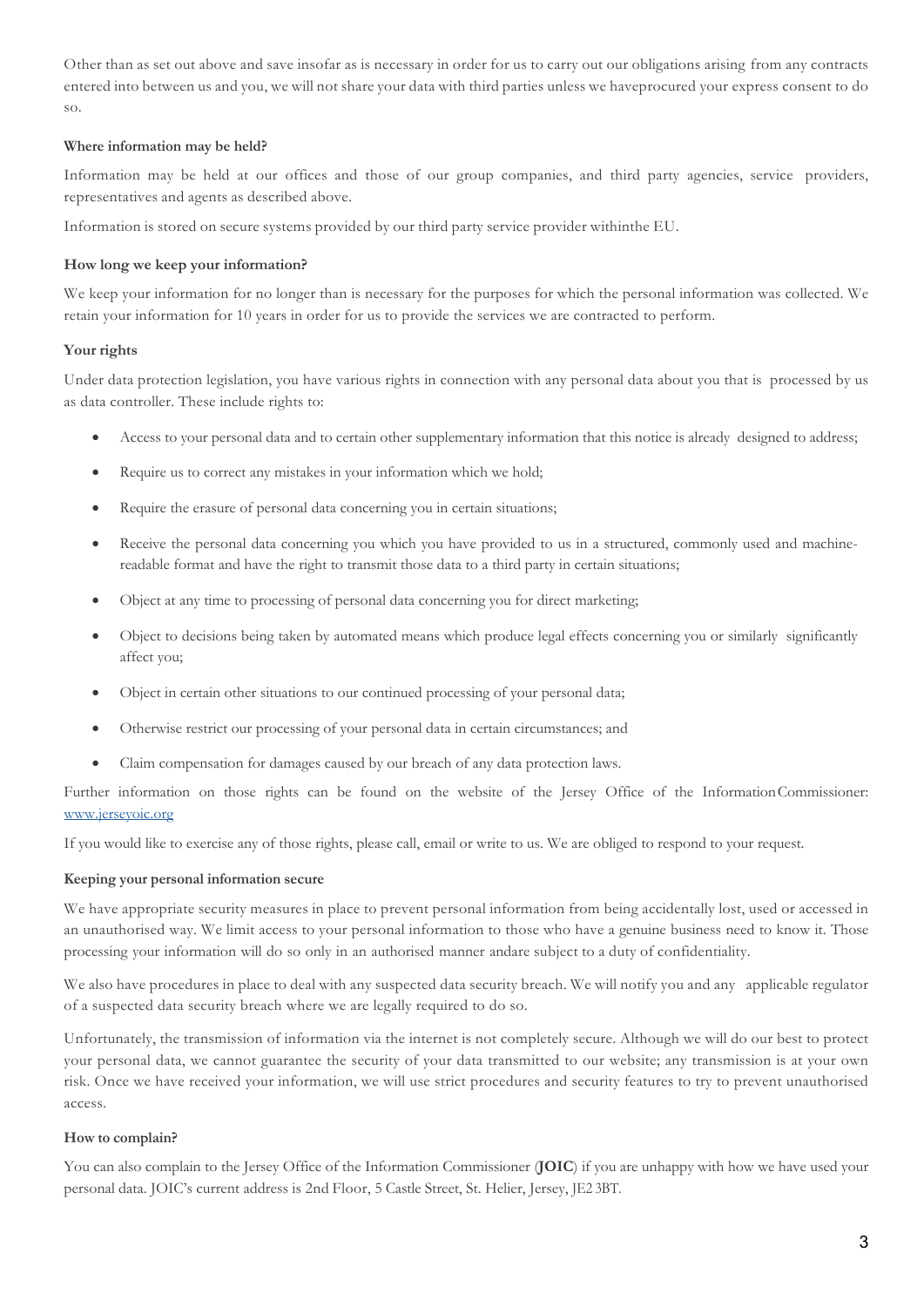Other than as set out above and save insofar as is necessary in order for us to carry out our obligations arising from any contracts entered into between us and you, we will not share your data with third parties unless we haveprocured your express consent to do so.

**Where information may be held?**

Information may be held at our offices and those of our group companies, and third party agencies, service providers, representatives and agents as described above.

Information is stored on secure systems provided by our third party service provider withinthe EU.

**How long we keep your information?**

We keep your information for no longer than is necessary for the purposes for which the personal information was collected. We retain your information for 10 years in order for us to provide the services we are contracted to perform.

**Your rights**

Under data protection legislation, you have various rights in connection with any personal data about you that is processed by us as data controller. These include rights to:

- Access to your personal data and to certain other supplementary information that this notice is already designed to address;
- Require us to correct any mistakes in your information which we hold;
- Require the erasure of personal data concerning you in certain situations;
- Receive the personal data concerning you which you have provided to us in a structured, commonly used and machine-readable format and have the right to transmit those data to a third party in certain situations;
- Object at any time to processing of personal data concerning you for direct marketing;
- Object to decisions being taken by automated means which produce legal effects concerning you or similarly significantly affect you;
- Object in certain other situations to our continued processing of your personal data;
- Otherwise restrict our processing of your personal data in certain circumstances; and
- Claim compensation for damages caused by our breach of any data protection laws.

Further information on those rights can be found on the website of the Jersey Office of the InformationCommissioner: [www.jerseyoic.org](http://www.jerseyoic.org)

If you would like to exercise any of those rights, please call, email or write to us. We are obliged to respond to your request.

**Keeping your personal information secure**

We have appropriate security measures in place to prevent personal information from being accidentally lost, used or accessed in an unauthorised way. We limit access to your personal information to those who have a genuine business need to know it. Those processing your information will do so only in an authorised manner andare subject to a duty of confidentiality.

We also have procedures in place to deal with any suspected data security breach. We will notify you and any applicable regulator of a suspected data security breach where we are legally required to do so.

Unfortunately, the transmission of information via the internet is not completely secure. Although we will do our best to protect your personal data, we cannot guarantee the security of your data transmitted to our website; any transmission is at your own risk. Once we have received your information, we will use strict procedures and security features to try to prevent unauthorised access.

**How to complain?**

You can also complain to the Jersey Office of the Information Commissioner (**JOIC**) if you are unhappy with how we have used your personal data. JOIC's current address is 2nd Floor, 5 Castle Street, St. Helier, Jersey, JE2 3BT.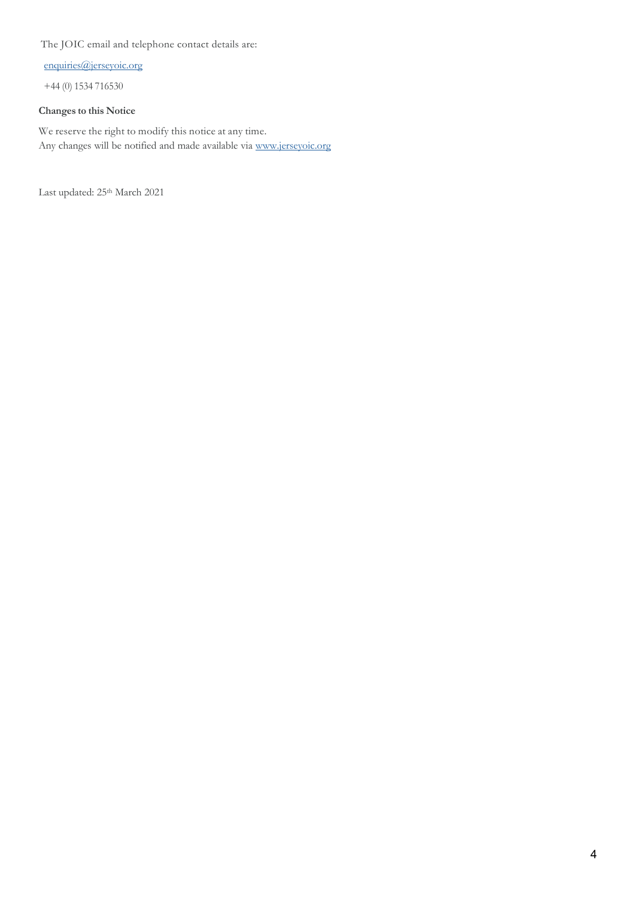The JOIC email and telephone contact details are:

enquiries@jerseyoic.org

+44 (0) 1534 716530

**Changes to this Notice**

We reserve the right to modify this notice at any time.
Any changes will be notified and made available via www.jerseyoic.org

Last updated: 25th March 2021